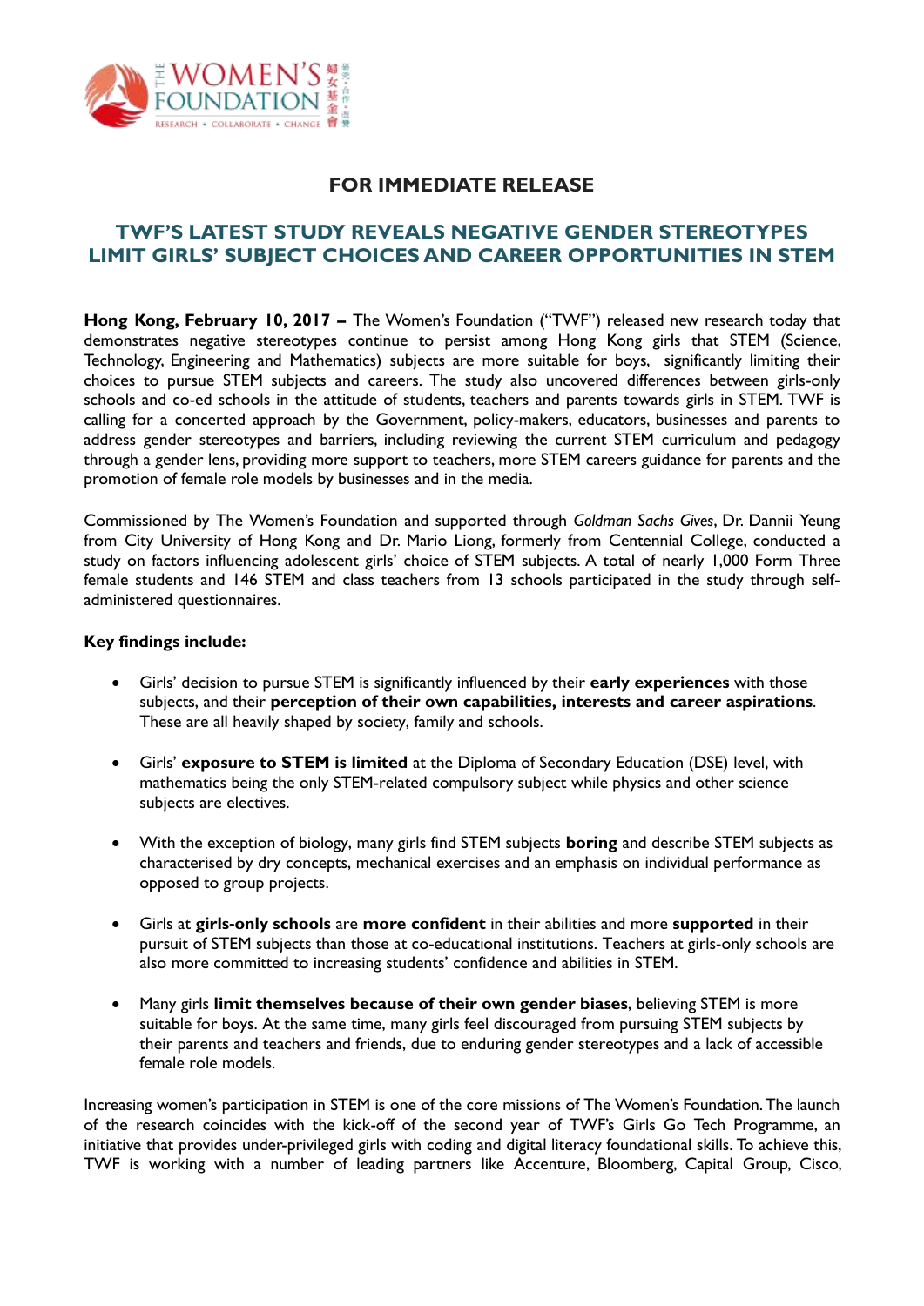**FOR IMMEDIATE RELEASE**

## TWF'S LATEST STUDY REVEALS NEGATIVE GENDER STEREOTYPES LIMIT GIRLS' SUBJECT CHOICES AND CAREER OPPORTUNITIES IN STEM

**Hong Kong, February 10, 2017 –** The Women's Foundation ("TWF") released new research today that demonstrates negative stereotypes continue to persist among Hong Kong girls that STEM (Science, Technology, Engineering and Mathematics) subjects are more suitable for boys, significantly limiting their choices to pursue STEM subjects and careers. The study also uncovered differences between girls-only schools and co-ed schools in the attitude of students, teachers and parents towards girls in STEM. TWF is calling for a concerted approach by the Government, policy-makers, educators, businesses and parents to address gender stereotypes and barriers, including reviewing the current STEM curriculum and pedagogy through a gender lens, providing more support to teachers, more STEM careers guidance for parents and the promotion of female role models by businesses and in the media.

Commissioned by The Women's Foundation and supported through *Goldman Sachs Gives*, Dr. Dannii Yeung from City University of Hong Kong and Dr. Mario Liong, formerly from Centennial College, conducted a study on factors influencing adolescent girls' choice of STEM subjects. A total of nearly 1,000 Form Three female students and 146 STEM and class teachers from 13 schools participated in the study through self-administered questionnaires.

**Key findings include:**

- Girls' decision to pursue STEM is significantly influenced by their **early experiences** with those subjects, and their **perception of their own capabilities, interests and career aspirations**. These are all heavily shaped by society, family and schools.
- Girls' **exposure to STEM is limited** at the Diploma of Secondary Education (DSE) level, with mathematics being the only STEM-related compulsory subject while physics and other science subjects are electives.
- With the exception of biology, many girls find STEM subjects **boring** and describe STEM subjects as characterised by dry concepts, mechanical exercises and an emphasis on individual performance as opposed to group projects.
- Girls at **girls-only schools** are **more confident** in their abilities and more **supported** in their pursuit of STEM subjects than those at co-educational institutions. Teachers at girls-only schools are also more committed to increasing students' confidence and abilities in STEM.
- Many girls **limit themselves because of their own gender biases**, believing STEM is more suitable for boys. At the same time, many girls feel discouraged from pursuing STEM subjects by their parents and teachers and friends, due to enduring gender stereotypes and a lack of accessible female role models.

Increasing women's participation in STEM is one of the core missions of The Women's Foundation. The launch of the research coincides with the kick-off of the second year of TWF's Girls Go Tech Programme, an initiative that provides under-privileged girls with coding and digital literacy foundational skills. To achieve this, TWF is working with a number of leading partners like Accenture, Bloomberg, Capital Group, Cisco,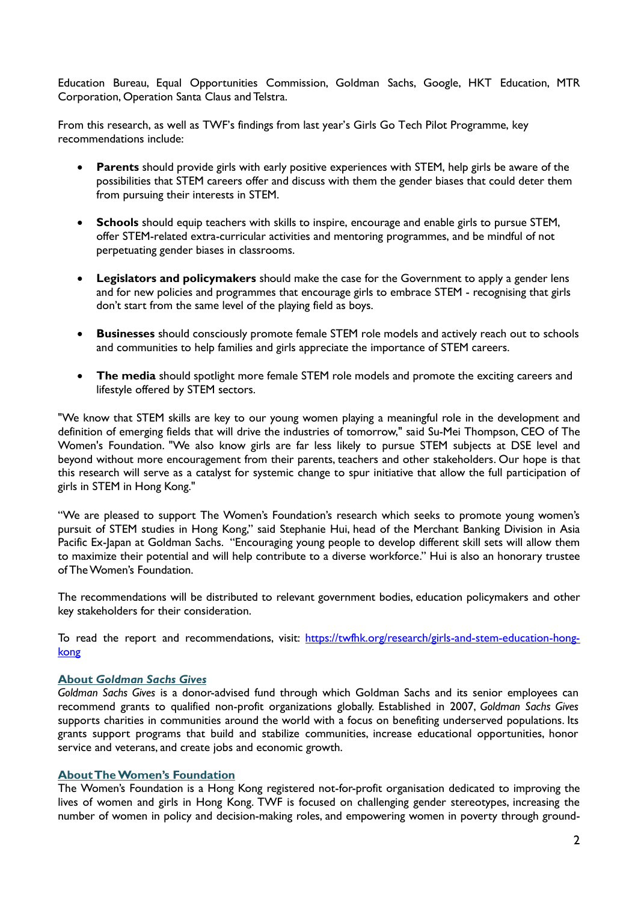Education Bureau, Equal Opportunities Commission, Goldman Sachs, Google, HKT Education, MTR Corporation, Operation Santa Claus and Telstra.

From this research, as well as TWF's findings from last year's Girls Go Tech Pilot Programme, key recommendations include:

- **Parents** should provide girls with early positive experiences with STEM, help girls be aware of the possibilities that STEM careers offer and discuss with them the gender biases that could deter them from pursuing their interests in STEM.
- **Schools** should equip teachers with skills to inspire, encourage and enable girls to pursue STEM, offer STEM-related extra-curricular activities and mentoring programmes, and be mindful of not perpetuating gender biases in classrooms.
- **Legislators and policymakers** should make the case for the Government to apply a gender lens and for new policies and programmes that encourage girls to embrace STEM - recognising that girls don't start from the same level of the playing field as boys.
- **Businesses** should consciously promote female STEM role models and actively reach out to schools and communities to help families and girls appreciate the importance of STEM careers.
- **The media** should spotlight more female STEM role models and promote the exciting careers and lifestyle offered by STEM sectors.

"We know that STEM skills are key to our young women playing a meaningful role in the development and definition of emerging fields that will drive the industries of tomorrow," said Su-Mei Thompson, CEO of The Women's Foundation. "We also know girls are far less likely to pursue STEM subjects at DSE level and beyond without more encouragement from their parents, teachers and other stakeholders. Our hope is that this research will serve as a catalyst for systemic change to spur initiative that allow the full participation of girls in STEM in Hong Kong."

"We are pleased to support The Women's Foundation's research which seeks to promote young women's pursuit of STEM studies in Hong Kong," said Stephanie Hui, head of the Merchant Banking Division in Asia Pacific Ex-Japan at Goldman Sachs. "Encouraging young people to develop different skill sets will allow them to maximize their potential and will help contribute to a diverse workforce." Hui is also an honorary trustee of The Women's Foundation.

The recommendations will be distributed to relevant government bodies, education policymakers and other key stakeholders for their consideration.

To read the report and recommendations, visit: https://twfhk.org/research/girls-and-stem-education-hong-kong

**About *Goldman Sachs Gives***

*Goldman Sachs Gives* is a donor-advised fund through which Goldman Sachs and its senior employees can recommend grants to qualified non-profit organizations globally. Established in 2007, *Goldman Sachs Gives* supports charities in communities around the world with a focus on benefiting underserved populations. Its grants support programs that build and stabilize communities, increase educational opportunities, honor service and veterans, and create jobs and economic growth.

**About The Women's Foundation**

The Women's Foundation is a Hong Kong registered not-for-profit organisation dedicated to improving the lives of women and girls in Hong Kong. TWF is focused on challenging gender stereotypes, increasing the number of women in policy and decision-making roles, and empowering women in poverty through ground-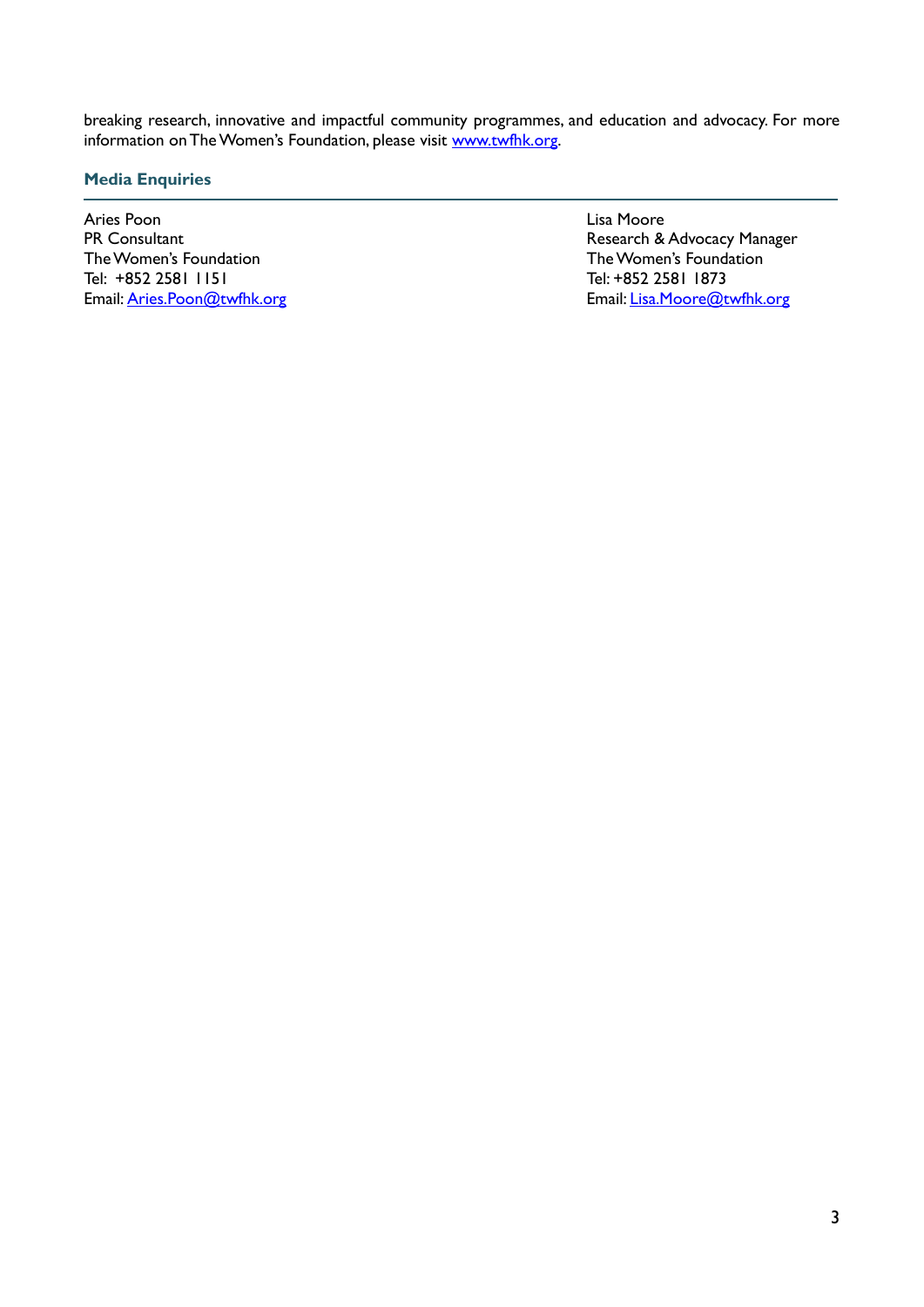breaking research, innovative and impactful community programmes, and education and advocacy. For more information on The Women's Foundation, please visit www.twfhk.org.

### Media Enquiries

Aries Poon
PR Consultant
The Women's Foundation
Tel: +852 2581 1151
Email: Aries.Poon@twfhk.org

Lisa Moore
Research & Advocacy Manager
The Women's Foundation
Tel: +852 2581 1873
Email: Lisa.Moore@twfhk.org